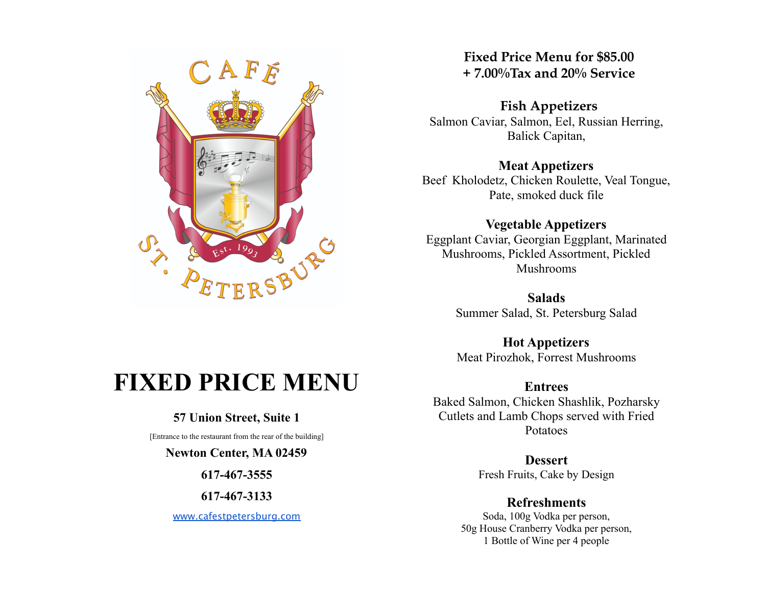# FIXED PRICE MENU

**57 Union Street, Suite 1**

[Entrance to the restaurant from the rear of the building]

**Newton Center, MA 02459**

**617-467-3555**

**617-467-3133**

www.cafestpetersburg.com

**Fixed Price Menu for $85.00**
**+ 7.00%Tax and 20% Service**

## Fish Appetizers

Salmon Caviar, Salmon, Eel, Russian Herring, Balick Capitan,

## Meat Appetizers

Beef Kholodetz, Chicken Roulette, Veal Tongue, Pate, smoked duck file

## Vegetable Appetizers

Eggplant Caviar, Georgian Eggplant, Marinated Mushrooms, Pickled Assortment, Pickled Mushrooms

## Salads

Summer Salad, St. Petersburg Salad

## Hot Appetizers

Meat Pirozhok, Forrest Mushrooms

## Entrees

Baked Salmon, Chicken Shashlik, Pozharsky Cutlets and Lamb Chops served with Fried Potatoes

## Dessert

Fresh Fruits, Cake by Design

## Refreshments

Soda, 100g Vodka per person,
50g House Cranberry Vodka per person,
1 Bottle of Wine per 4 people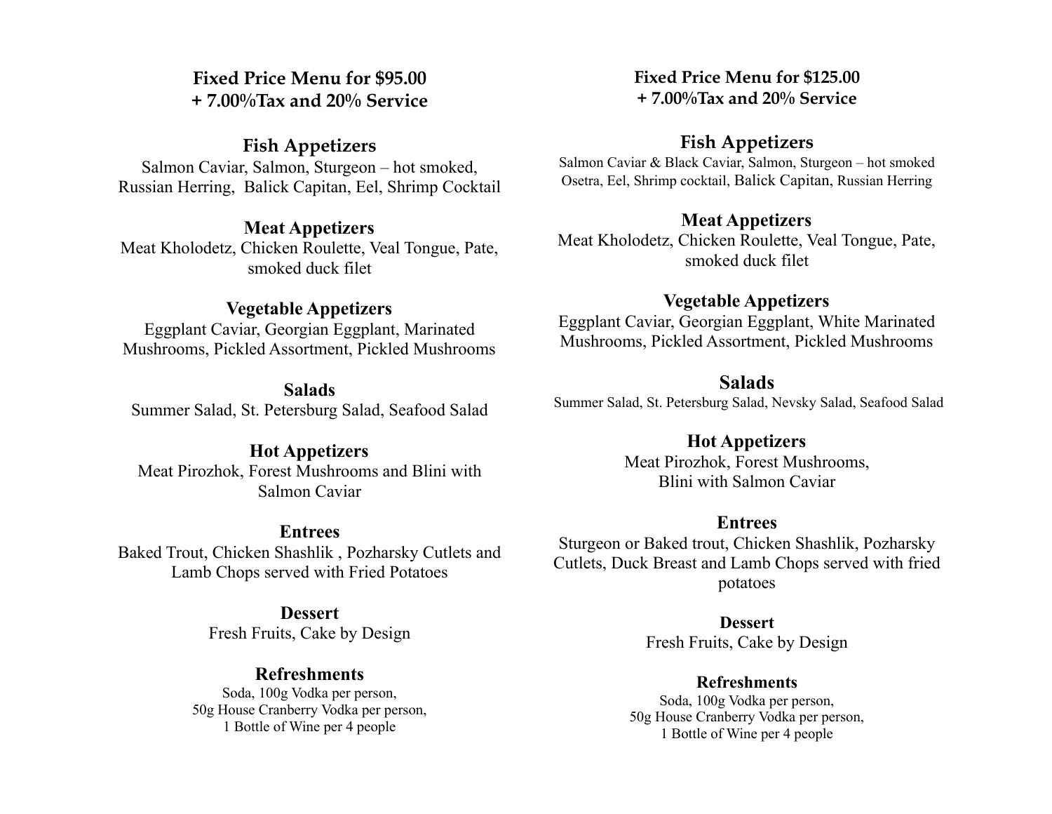## Fixed Price Menu for $95.00
## + 7.00%Tax and 20% Service

### Fish Appetizers

Salmon Caviar, Salmon, Sturgeon – hot smoked, Russian Herring, Balick Capitan, Eel, Shrimp Cocktail

### Meat Appetizers

Meat Kholodetz, Chicken Roulette, Veal Tongue, Pate, smoked duck filet

### Vegetable Appetizers

Eggplant Caviar, Georgian Eggplant, Marinated Mushrooms, Pickled Assortment, Pickled Mushrooms

### Salads

Summer Salad, St. Petersburg Salad, Seafood Salad

### Hot Appetizers

Meat Pirozhok, Forest Mushrooms and Blini with Salmon Caviar

### Entrees

Baked Trout, Chicken Shashlik , Pozharsky Cutlets and Lamb Chops served with Fried Potatoes

### Dessert

Fresh Fruits, Cake by Design

### Refreshments

Soda, 100g Vodka per person,
50g House Cranberry Vodka per person,
1 Bottle of Wine per 4 people

## Fixed Price Menu for $125.00
## + 7.00%Tax and 20% Service

### Fish Appetizers

Salmon Caviar & Black Caviar, Salmon, Sturgeon – hot smoked Osetra, Eel, Shrimp cocktail, Balick Capitan, Russian Herring

### Meat Appetizers

Meat Kholodetz, Chicken Roulette, Veal Tongue, Pate, smoked duck filet

### Vegetable Appetizers

Eggplant Caviar, Georgian Eggplant, White Marinated Mushrooms, Pickled Assortment, Pickled Mushrooms

### Salads

Summer Salad, St. Petersburg Salad, Nevsky Salad, Seafood Salad

### Hot Appetizers

Meat Pirozhok, Forest Mushrooms,
Blini with Salmon Caviar

### Entrees

Sturgeon or Baked trout, Chicken Shashlik, Pozharsky Cutlets, Duck Breast and Lamb Chops served with fried potatoes

### Dessert

Fresh Fruits, Cake by Design

### Refreshments

Soda, 100g Vodka per person,
50g House Cranberry Vodka per person,
1 Bottle of Wine per 4 people